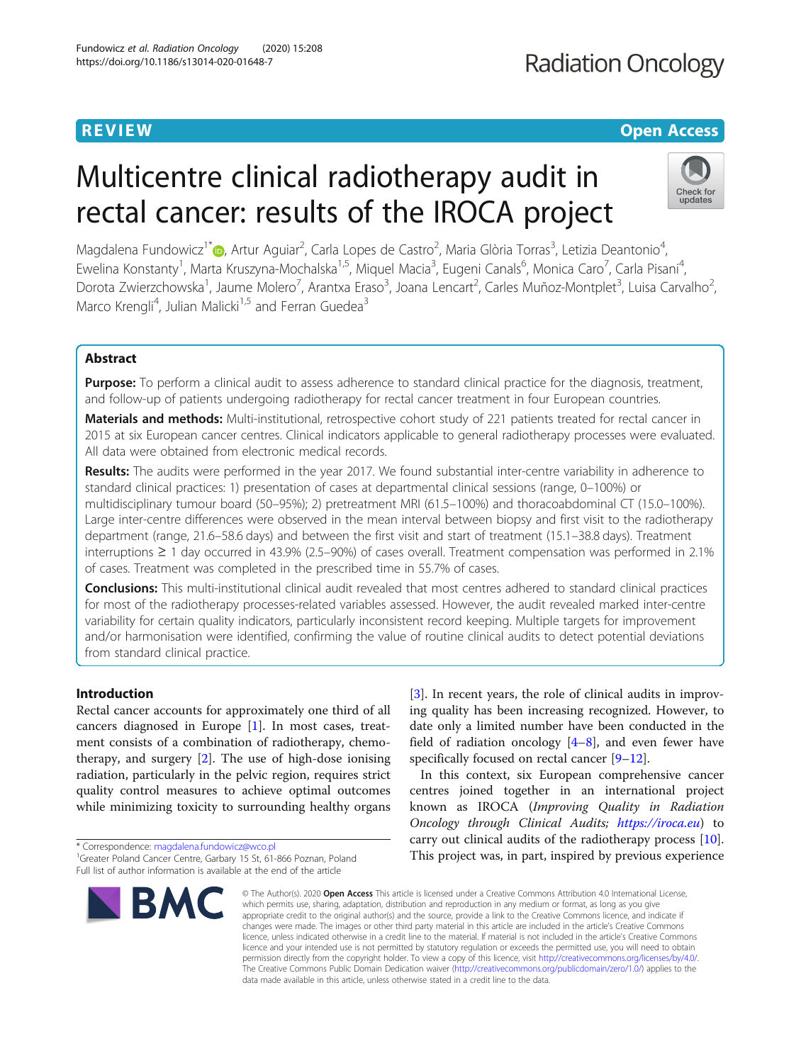REVIEW

Open Access

# Multicentre clinical radiotherapy audit in rectal cancer: results of the IROCA project

Magdalena Fundowicz[1*], Artur Aguiar[2], Carla Lopes de Castro[2], Maria Glòria Torras[3], Letizia Deantonio[4], Ewelina Konstanty[1], Marta Kruszyna-Mochalska[1,5], Miquel Macia[3], Eugeni Canals[6], Monica Caro[7], Carla Pisani[4], Dorota Zwierzchowska[1], Jaume Molero[7], Arantxa Eraso[3], Joana Lencart[2], Carles Muñoz-Montplet[3], Luisa Carvalho[2], Marco Krengli[4], Julian Malicki[1,5] and Ferran Guedea[3]

## Abstract

**Purpose:** To perform a clinical audit to assess adherence to standard clinical practice for the diagnosis, treatment, and follow-up of patients undergoing radiotherapy for rectal cancer treatment in four European countries.

**Materials and methods:** Multi-institutional, retrospective cohort study of 221 patients treated for rectal cancer in 2015 at six European cancer centres. Clinical indicators applicable to general radiotherapy processes were evaluated. All data were obtained from electronic medical records.

**Results:** The audits were performed in the year 2017. We found substantial inter-centre variability in adherence to standard clinical practices: 1) presentation of cases at departmental clinical sessions (range, 0–100%) or multidisciplinary tumour board (50–95%); 2) pretreatment MRI (61.5–100%) and thoracoabdominal CT (15.0–100%). Large inter-centre differences were observed in the mean interval between biopsy and first visit to the radiotherapy department (range, 21.6–58.6 days) and between the first visit and start of treatment (15.1–38.8 days). Treatment interruptions ≥ 1 day occurred in 43.9% (2.5–90%) of cases overall. Treatment compensation was performed in 2.1% of cases. Treatment was completed in the prescribed time in 55.7% of cases.

**Conclusions:** This multi-institutional clinical audit revealed that most centres adhered to standard clinical practices for most of the radiotherapy processes-related variables assessed. However, the audit revealed marked inter-centre variability for certain quality indicators, particularly inconsistent record keeping. Multiple targets for improvement and/or harmonisation were identified, confirming the value of routine clinical audits to detect potential deviations from standard clinical practice.

## Introduction

Rectal cancer accounts for approximately one third of all cancers diagnosed in Europe [1]. In most cases, treatment consists of a combination of radiotherapy, chemotherapy, and surgery [2]. The use of high-dose ionising radiation, particularly in the pelvic region, requires strict quality control measures to achieve optimal outcomes while minimizing toxicity to surrounding healthy organs [3]. In recent years, the role of clinical audits in improving quality has been increasing recognized. However, to date only a limited number have been conducted in the field of radiation oncology [4–8], and even fewer have specifically focused on rectal cancer [9–12].

In this context, six European comprehensive cancer centres joined together in an international project known as IROCA (*Improving Quality in Radiation Oncology through Clinical Audits*; *https://iroca.eu*) to carry out clinical audits of the radiotherapy process [10]. This project was, in part, inspired by previous experience

* Correspondence: magdalena.fundowicz@wco.pl
[1]Greater Poland Cancer Centre, Garbary 15 St, 61-866 Poznan, Poland
Full list of author information is available at the end of the article

© The Author(s). 2020 **Open Access** This article is licensed under a Creative Commons Attribution 4.0 International License, which permits use, sharing, adaptation, distribution and reproduction in any medium or format, as long as you give appropriate credit to the original author(s) and the source, provide a link to the Creative Commons licence, and indicate if changes were made. The images or other third party material in this article are included in the article's Creative Commons licence, unless indicated otherwise in a credit line to the material. If material is not included in the article's Creative Commons licence and your intended use is not permitted by statutory regulation or exceeds the permitted use, you will need to obtain permission directly from the copyright holder. To view a copy of this licence, visit http://creativecommons.org/licenses/by/4.0/. The Creative Commons Public Domain Dedication waiver (http://creativecommons.org/publicdomain/zero/1.0/) applies to the data made available in this article, unless otherwise stated in a credit line to the data.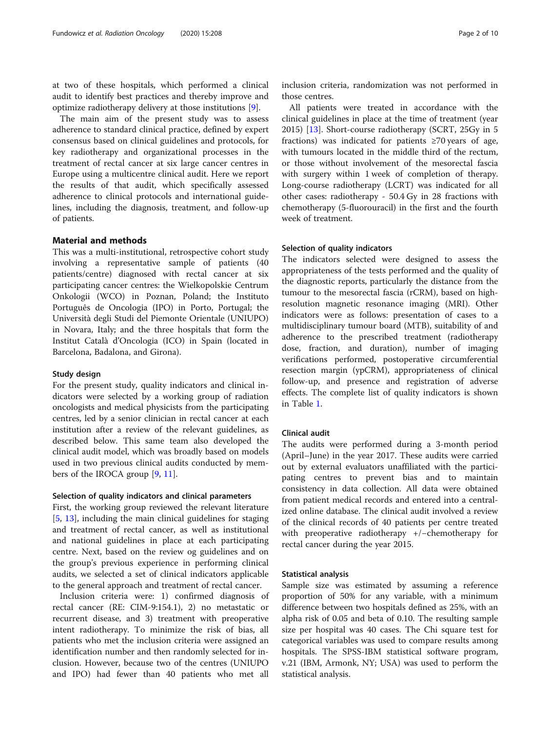at two of these hospitals, which performed a clinical audit to identify best practices and thereby improve and optimize radiotherapy delivery at those institutions [9].

The main aim of the present study was to assess adherence to standard clinical practice, defined by expert consensus based on clinical guidelines and protocols, for key radiotherapy and organizational processes in the treatment of rectal cancer at six large cancer centres in Europe using a multicentre clinical audit. Here we report the results of that audit, which specifically assessed adherence to clinical protocols and international guidelines, including the diagnosis, treatment, and follow-up of patients.

## Material and methods

This was a multi-institutional, retrospective cohort study involving a representative sample of patients (40 patients/centre) diagnosed with rectal cancer at six participating cancer centres: the Wielkopolskie Centrum Onkologii (WCO) in Poznan, Poland; the Instituto Português de Oncologia (IPO) in Porto, Portugal; the Università degli Studi del Piemonte Orientale (UNIUPO) in Novara, Italy; and the three hospitals that form the Institut Català d'Oncologia (ICO) in Spain (located in Barcelona, Badalona, and Girona).

### Study design

For the present study, quality indicators and clinical indicators were selected by a working group of radiation oncologists and medical physicists from the participating centres, led by a senior clinician in rectal cancer at each institution after a review of the relevant guidelines, as described below. This same team also developed the clinical audit model, which was broadly based on models used in two previous clinical audits conducted by members of the IROCA group [9, 11].

### Selection of quality indicators and clinical parameters

First, the working group reviewed the relevant literature [5, 13], including the main clinical guidelines for staging and treatment of rectal cancer, as well as institutional and national guidelines in place at each participating centre. Next, based on the review og guidelines and on the group's previous experience in performing clinical audits, we selected a set of clinical indicators applicable to the general approach and treatment of rectal cancer.

Inclusion criteria were: 1) confirmed diagnosis of rectal cancer (RE: CIM-9:154.1), 2) no metastatic or recurrent disease, and 3) treatment with preoperative intent radiotherapy. To minimize the risk of bias, all patients who met the inclusion criteria were assigned an identification number and then randomly selected for inclusion. However, because two of the centres (UNIUPO and IPO) had fewer than 40 patients who met all inclusion criteria, randomization was not performed in those centres.

All patients were treated in accordance with the clinical guidelines in place at the time of treatment (year 2015) [13]. Short-course radiotherapy (SCRT, 25Gy in 5 fractions) was indicated for patients ≥70 years of age, with tumours located in the middle third of the rectum, or those without involvement of the mesorectal fascia with surgery within 1 week of completion of therapy. Long-course radiotherapy (LCRT) was indicated for all other cases: radiotherapy - 50.4 Gy in 28 fractions with chemotherapy (5-fluorouracil) in the first and the fourth week of treatment.

### Selection of quality indicators

The indicators selected were designed to assess the appropriateness of the tests performed and the quality of the diagnostic reports, particularly the distance from the tumour to the mesorectal fascia (rCRM), based on high-resolution magnetic resonance imaging (MRI). Other indicators were as follows: presentation of cases to a multidisciplinary tumour board (MTB), suitability of and adherence to the prescribed treatment (radiotherapy dose, fraction, and duration), number of imaging verifications performed, postoperative circumferential resection margin (ypCRM), appropriateness of clinical follow-up, and presence and registration of adverse effects. The complete list of quality indicators is shown in Table 1.

### Clinical audit

The audits were performed during a 3-month period (April–June) in the year 2017. These audits were carried out by external evaluators unaffiliated with the participating centres to prevent bias and to maintain consistency in data collection. All data were obtained from patient medical records and entered into a centralized online database. The clinical audit involved a review of the clinical records of 40 patients per centre treated with preoperative radiotherapy +/−chemotherapy for rectal cancer during the year 2015.

### Statistical analysis

Sample size was estimated by assuming a reference proportion of 50% for any variable, with a minimum difference between two hospitals defined as 25%, with an alpha risk of 0.05 and beta of 0.10. The resulting sample size per hospital was 40 cases. The Chi square test for categorical variables was used to compare results among hospitals. The SPSS-IBM statistical software program, v.21 (IBM, Armonk, NY; USA) was used to perform the statistical analysis.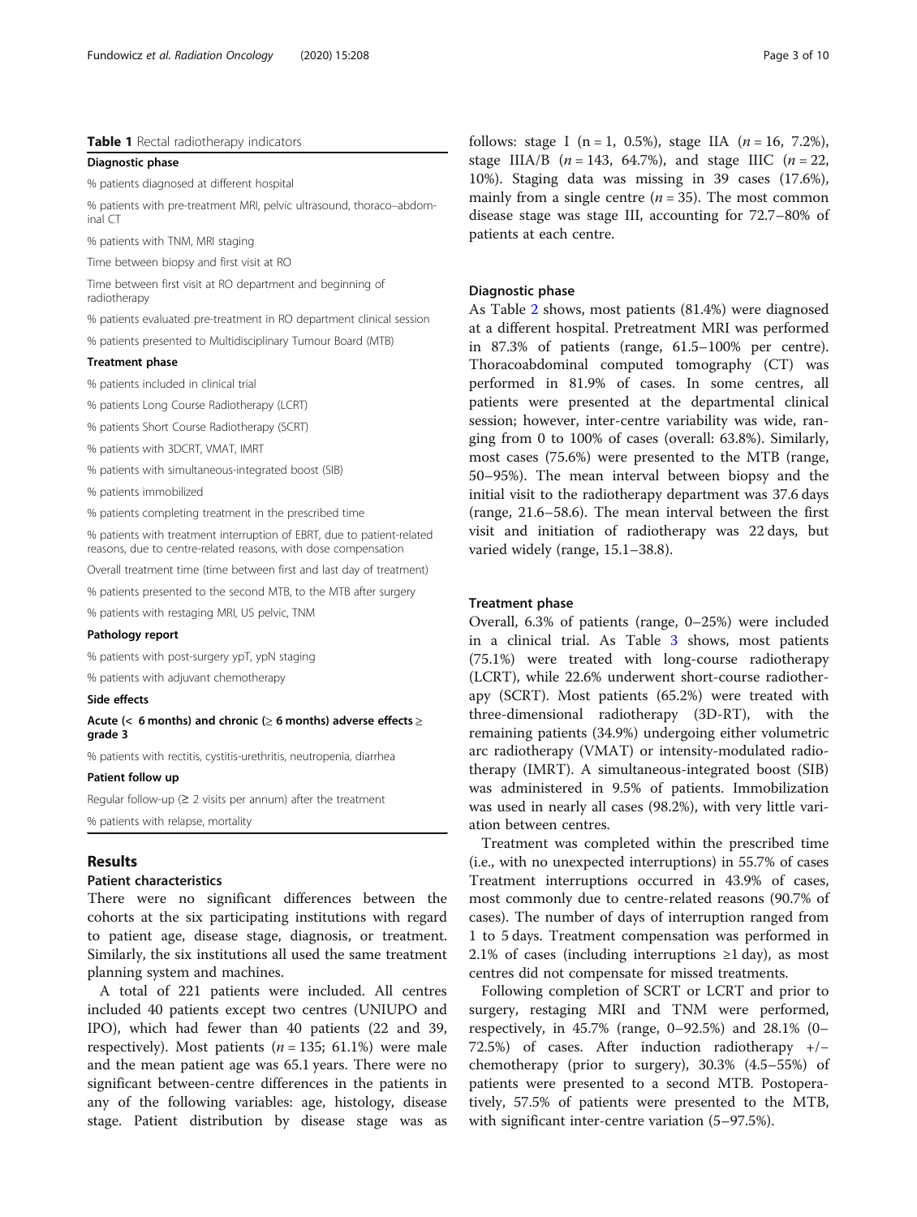**Table 1** Rectal radiotherapy indicators

| Indicators |
| --- |
| **Diagnostic phase** |
| % patients diagnosed at different hospital |
| % patients with pre-treatment MRI, pelvic ultrasound, thoraco–abdominal CT |
| % patients with TNM, MRI staging |
| Time between biopsy and first visit at RO |
| Time between first visit at RO department and beginning of radiotherapy |
| % patients evaluated pre-treatment in RO department clinical session |
| % patients presented to Multidisciplinary Tumour Board (MTB) |
| **Treatment phase** |
| % patients included in clinical trial |
| % patients Long Course Radiotherapy (LCRT) |
| % patients Short Course Radiotherapy (SCRT) |
| % patients with 3DCRT, VMAT, IMRT |
| % patients with simultaneous-integrated boost (SIB) |
| % patients immobilized |
| % patients completing treatment in the prescribed time |
| % patients with treatment interruption of EBRT, due to patient-related reasons, due to centre-related reasons, with dose compensation |
| Overall treatment time (time between first and last day of treatment) |
| % patients presented to the second MTB, to the MTB after surgery |
| % patients with restaging MRI, US pelvic, TNM |
| **Pathology report** |
| % patients with post-surgery ypT, ypN staging |
| % patients with adjuvant chemotherapy |
| **Side effects** |
| **Acute (< 6 months) and chronic (≥ 6 months) adverse effects ≥ grade 3** |
| % patients with rectitis, cystitis-urethritis, neutropenia, diarrhea |
| **Patient follow up** |
| Regular follow-up (≥ 2 visits per annum) after the treatment |
| % patients with relapse, mortality |

## Results

### Patient characteristics

There were no significant differences between the cohorts at the six participating institutions with regard to patient age, disease stage, diagnosis, or treatment. Similarly, the six institutions all used the same treatment planning system and machines.

A total of 221 patients were included. All centres included 40 patients except two centres (UNIUPO and IPO), which had fewer than 40 patients (22 and 39, respectively). Most patients (*n* = 135; 61.1%) were male and the mean patient age was 65.1 years. There were no significant between-centre differences in the patients in any of the following variables: age, histology, disease stage. Patient distribution by disease stage was as follows: stage I (n = 1, 0.5%), stage IIA (*n* = 16, 7.2%), stage IIIA/B (*n* = 143, 64.7%), and stage IIIC (*n* = 22, 10%). Staging data was missing in 39 cases (17.6%), mainly from a single centre (*n* = 35). The most common disease stage was stage III, accounting for 72.7–80% of patients at each centre.

### Diagnostic phase

As Table 2 shows, most patients (81.4%) were diagnosed at a different hospital. Pretreatment MRI was performed in 87.3% of patients (range, 61.5–100% per centre). Thoracoabdominal computed tomography (CT) was performed in 81.9% of cases. In some centres, all patients were presented at the departmental clinical session; however, inter-centre variability was wide, ranging from 0 to 100% of cases (overall: 63.8%). Similarly, most cases (75.6%) were presented to the MTB (range, 50–95%). The mean interval between biopsy and the initial visit to the radiotherapy department was 37.6 days (range, 21.6–58.6). The mean interval between the first visit and initiation of radiotherapy was 22 days, but varied widely (range, 15.1–38.8).

### Treatment phase

Overall, 6.3% of patients (range, 0–25%) were included in a clinical trial. As Table 3 shows, most patients (75.1%) were treated with long-course radiotherapy (LCRT), while 22.6% underwent short-course radiotherapy (SCRT). Most patients (65.2%) were treated with three-dimensional radiotherapy (3D-RT), with the remaining patients (34.9%) undergoing either volumetric arc radiotherapy (VMAT) or intensity-modulated radiotherapy (IMRT). A simultaneous-integrated boost (SIB) was administered in 9.5% of patients. Immobilization was used in nearly all cases (98.2%), with very little variation between centres.

Treatment was completed within the prescribed time (i.e., with no unexpected interruptions) in 55.7% of cases Treatment interruptions occurred in 43.9% of cases, most commonly due to centre-related reasons (90.7% of cases). The number of days of interruption ranged from 1 to 5 days. Treatment compensation was performed in 2.1% of cases (including interruptions ≥1 day), as most centres did not compensate for missed treatments.

Following completion of SCRT or LCRT and prior to surgery, restaging MRI and TNM were performed, respectively, in 45.7% (range, 0–92.5%) and 28.1% (0–72.5%) of cases. After induction radiotherapy +/− chemotherapy (prior to surgery), 30.3% (4.5–55%) of patients were presented to a second MTB. Postoperatively, 57.5% of patients were presented to the MTB, with significant inter-centre variation (5–97.5%).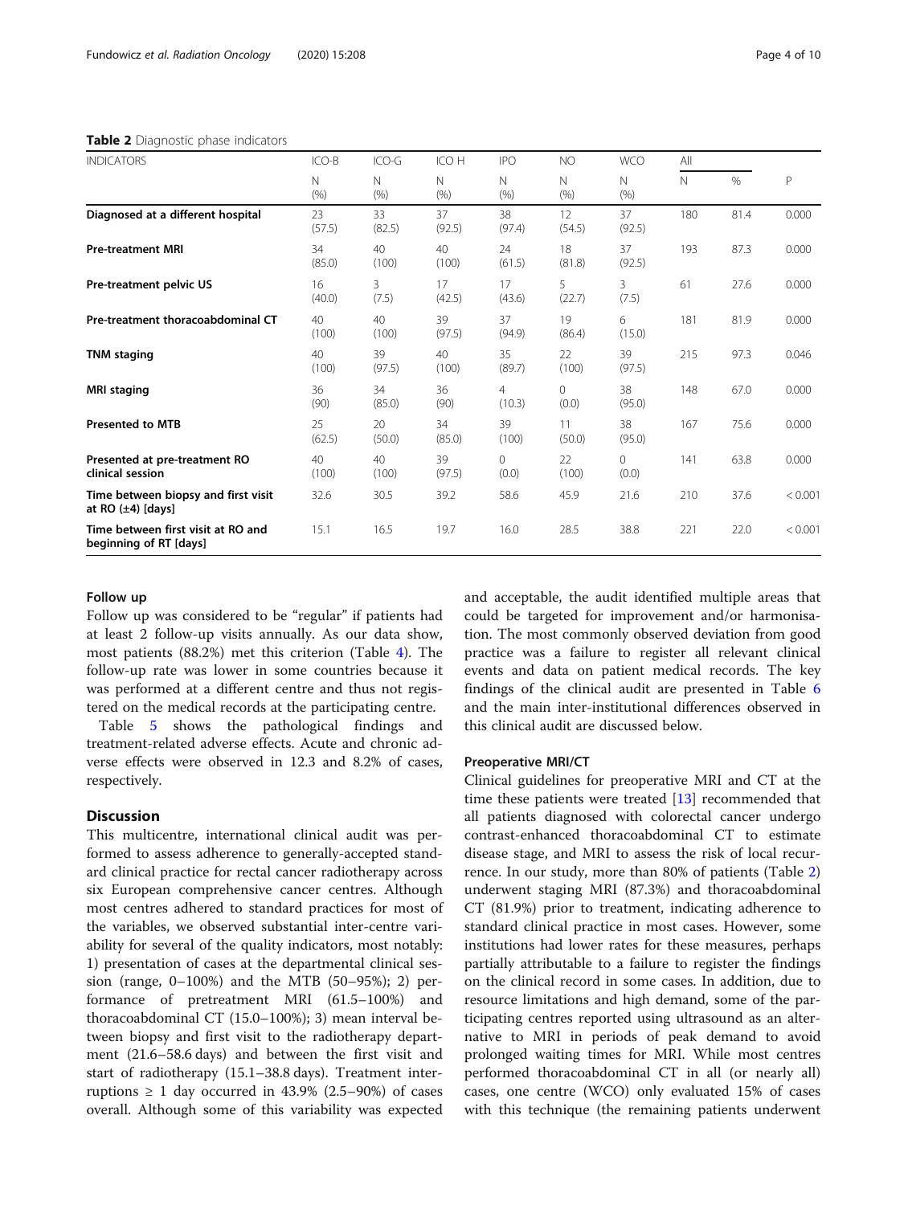**Table 2** Diagnostic phase indicators

| INDICATORS | ICO-B | ICO-G | ICO H | IPO | NO | WCO | All | | |
|---|---|---|---|---|---|---|---|---|---|
| | N (%) | N (%) | N (%) | N (%) | N (%) | N (%) | N | % | P |
| **Diagnosed at a different hospital** | 23 (57.5) | 33 (82.5) | 37 (92.5) | 38 (97.4) | 12 (54.5) | 37 (92.5) | 180 | 81.4 | 0.000 |
| **Pre-treatment MRI** | 34 (85.0) | 40 (100) | 40 (100) | 24 (61.5) | 18 (81.8) | 37 (92.5) | 193 | 87.3 | 0.000 |
| **Pre-treatment pelvic US** | 16 (40.0) | 3 (7.5) | 17 (42.5) | 17 (43.6) | 5 (22.7) | 3 (7.5) | 61 | 27.6 | 0.000 |
| **Pre-treatment thoracoabdominal CT** | 40 (100) | 40 (100) | 39 (97.5) | 37 (94.9) | 19 (86.4) | 6 (15.0) | 181 | 81.9 | 0.000 |
| **TNM staging** | 40 (100) | 39 (97.5) | 40 (100) | 35 (89.7) | 22 (100) | 39 (97.5) | 215 | 97.3 | 0.046 |
| **MRI staging** | 36 (90) | 34 (85.0) | 36 (90) | 4 (10.3) | 0 (0.0) | 38 (95.0) | 148 | 67.0 | 0.000 |
| **Presented to MTB** | 25 (62.5) | 20 (50.0) | 34 (85.0) | 39 (100) | 11 (50.0) | 38 (95.0) | 167 | 75.6 | 0.000 |
| **Presented at pre-treatment RO clinical session** | 40 (100) | 40 (100) | 39 (97.5) | 0 (0.0) | 22 (100) | 0 (0.0) | 141 | 63.8 | 0.000 |
| **Time between biopsy and first visit at RO (±4) [days]** | 32.6 | 30.5 | 39.2 | 58.6 | 45.9 | 21.6 | 210 | 37.6 | < 0.001 |
| **Time between first visit at RO and beginning of RT [days]** | 15.1 | 16.5 | 19.7 | 16.0 | 28.5 | 38.8 | 221 | 22.0 | < 0.001 |

### Follow up

Follow up was considered to be "regular" if patients had at least 2 follow-up visits annually. As our data show, most patients (88.2%) met this criterion (Table 4). The follow-up rate was lower in some countries because it was performed at a different centre and thus not registered on the medical records at the participating centre.

Table 5 shows the pathological findings and treatment-related adverse effects. Acute and chronic adverse effects were observed in 12.3 and 8.2% of cases, respectively.

## Discussion

This multicentre, international clinical audit was performed to assess adherence to generally-accepted standard clinical practice for rectal cancer radiotherapy across six European comprehensive cancer centres. Although most centres adhered to standard practices for most of the variables, we observed substantial inter-centre variability for several of the quality indicators, most notably: 1) presentation of cases at the departmental clinical session (range, 0–100%) and the MTB (50–95%); 2) performance of pretreatment MRI (61.5–100%) and thoracoabdominal CT (15.0–100%); 3) mean interval between biopsy and first visit to the radiotherapy department (21.6–58.6 days) and between the first visit and start of radiotherapy (15.1–38.8 days). Treatment interruptions ≥ 1 day occurred in 43.9% (2.5–90%) of cases overall. Although some of this variability was expected and acceptable, the audit identified multiple areas that could be targeted for improvement and/or harmonisation. The most commonly observed deviation from good practice was a failure to register all relevant clinical events and data on patient medical records. The key findings of the clinical audit are presented in Table 6 and the main inter-institutional differences observed in this clinical audit are discussed below.

### Preoperative MRI/CT

Clinical guidelines for preoperative MRI and CT at the time these patients were treated [13] recommended that all patients diagnosed with colorectal cancer undergo contrast-enhanced thoracoabdominal CT to estimate disease stage, and MRI to assess the risk of local recurrence. In our study, more than 80% of patients (Table 2) underwent staging MRI (87.3%) and thoracoabdominal CT (81.9%) prior to treatment, indicating adherence to standard clinical practice in most cases. However, some institutions had lower rates for these measures, perhaps partially attributable to a failure to register the findings on the clinical record in some cases. In addition, due to resource limitations and high demand, some of the participating centres reported using ultrasound as an alternative to MRI in periods of peak demand to avoid prolonged waiting times for MRI. While most centres performed thoracoabdominal CT in all (or nearly all) cases, one centre (WCO) only evaluated 15% of cases with this technique (the remaining patients underwent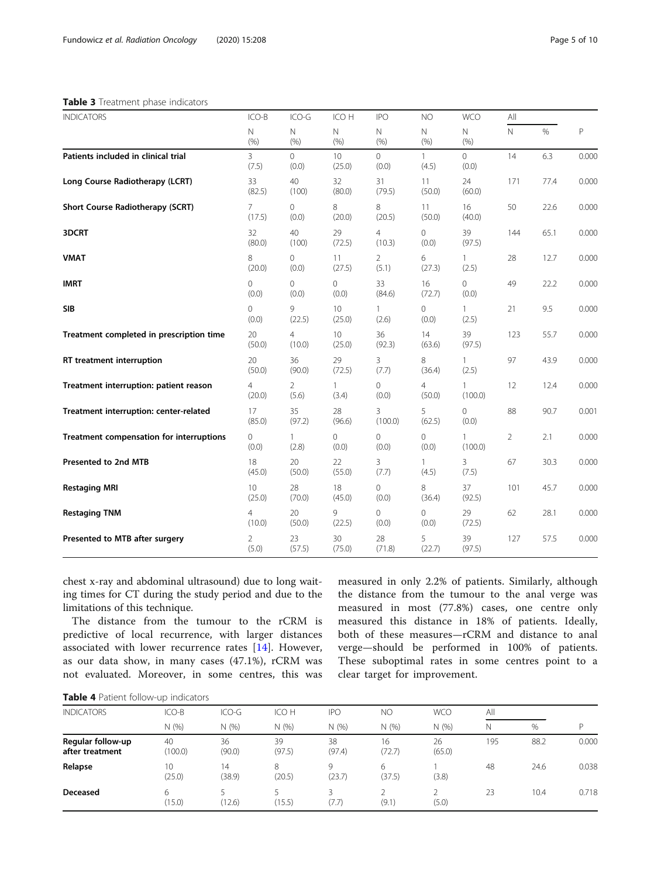**Table 3** Treatment phase indicators

| INDICATORS | ICO-B | ICO-G | ICO H | IPO | NO | WCO | All | | P |
|---|---|---|---|---|---|---|---|---|---|
| | N (%) | N (%) | N (%) | N (%) | N (%) | N (%) | N | % | |
| **Patients included in clinical trial** | 3 (7.5) | 0 (0.0) | 10 (25.0) | 0 (0.0) | 1 (4.5) | 0 (0.0) | 14 | 6.3 | 0.000 |
| **Long Course Radiotherapy (LCRT)** | 33 (82.5) | 40 (100) | 32 (80.0) | 31 (79.5) | 11 (50.0) | 24 (60.0) | 171 | 77.4 | 0.000 |
| **Short Course Radiotherapy (SCRT)** | 7 (17.5) | 0 (0.0) | 8 (20.0) | 8 (20.5) | 11 (50.0) | 16 (40.0) | 50 | 22.6 | 0.000 |
| **3DCRT** | 32 (80.0) | 40 (100) | 29 (72.5) | 4 (10.3) | 0 (0.0) | 39 (97.5) | 144 | 65.1 | 0.000 |
| **VMAT** | 8 (20.0) | 0 (0.0) | 11 (27.5) | 2 (5.1) | 6 (27.3) | 1 (2.5) | 28 | 12.7 | 0.000 |
| **IMRT** | 0 (0.0) | 0 (0.0) | 0 (0.0) | 33 (84.6) | 16 (72.7) | 0 (0.0) | 49 | 22.2 | 0.000 |
| **SIB** | 0 (0.0) | 9 (22.5) | 10 (25.0) | 1 (2.6) | 0 (0.0) | 1 (2.5) | 21 | 9.5 | 0.000 |
| **Treatment completed in prescription time** | 20 (50.0) | 4 (10.0) | 10 (25.0) | 36 (92.3) | 14 (63.6) | 39 (97.5) | 123 | 55.7 | 0.000 |
| **RT treatment interruption** | 20 (50.0) | 36 (90.0) | 29 (72.5) | 3 (7.7) | 8 (36.4) | 1 (2.5) | 97 | 43.9 | 0.000 |
| **Treatment interruption: patient reason** | 4 (20.0) | 2 (5.6) | 1 (3.4) | 0 (0.0) | 4 (50.0) | 1 (100.0) | 12 | 12.4 | 0.000 |
| **Treatment interruption: center-related** | 17 (85.0) | 35 (97.2) | 28 (96.6) | 3 (100.0) | 5 (62.5) | 0 (0.0) | 88 | 90.7 | 0.001 |
| **Treatment compensation for interruptions** | 0 (0.0) | 1 (2.8) | 0 (0.0) | 0 (0.0) | 0 (0.0) | 1 (100.0) | 2 | 2.1 | 0.000 |
| **Presented to 2nd MTB** | 18 (45.0) | 20 (50.0) | 22 (55.0) | 3 (7.7) | 1 (4.5) | 3 (7.5) | 67 | 30.3 | 0.000 |
| **Restaging MRI** | 10 (25.0) | 28 (70.0) | 18 (45.0) | 0 (0.0) | 8 (36.4) | 37 (92.5) | 101 | 45.7 | 0.000 |
| **Restaging TNM** | 4 (10.0) | 20 (50.0) | 9 (22.5) | 0 (0.0) | 0 (0.0) | 29 (72.5) | 62 | 28.1 | 0.000 |
| **Presented to MTB after surgery** | 2 (5.0) | 23 (57.5) | 30 (75.0) | 28 (71.8) | 5 (22.7) | 39 (97.5) | 127 | 57.5 | 0.000 |

chest x-ray and abdominal ultrasound) due to long waiting times for CT during the study period and due to the limitations of this technique.

The distance from the tumour to the rCRM is predictive of local recurrence, with larger distances associated with lower recurrence rates [14]. However, as our data show, in many cases (47.1%), rCRM was not evaluated. Moreover, in some centres, this was measured in only 2.2% of patients. Similarly, although the distance from the tumour to the anal verge was measured in most (77.8%) cases, one centre only measured this distance in 18% of patients. Ideally, both of these measures—rCRM and distance to anal verge—should be performed in 100% of patients. These suboptimal rates in some centres point to a clear target for improvement.

**Table 4** Patient follow-up indicators

| INDICATORS | ICO-B | ICO-G | ICO H | IPO | NO | WCO | All | | P |
|---|---|---|---|---|---|---|---|---|---|
| | N (%) | N (%) | N (%) | N (%) | N (%) | N (%) | N | % | |
| **Regular follow-up after treatment** | 40 (100.0) | 36 (90.0) | 39 (97.5) | 38 (97.4) | 16 (72.7) | 26 (65.0) | 195 | 88.2 | 0.000 |
| **Relapse** | 10 (25.0) | 14 (38.9) | 8 (20.5) | 9 (23.7) | 6 (37.5) | 1 (3.8) | 48 | 24.6 | 0.038 |
| **Deceased** | 6 (15.0) | 5 (12.6) | 5 (15.5) | 3 (7.7) | 2 (9.1) | 2 (5.0) | 23 | 10.4 | 0.718 |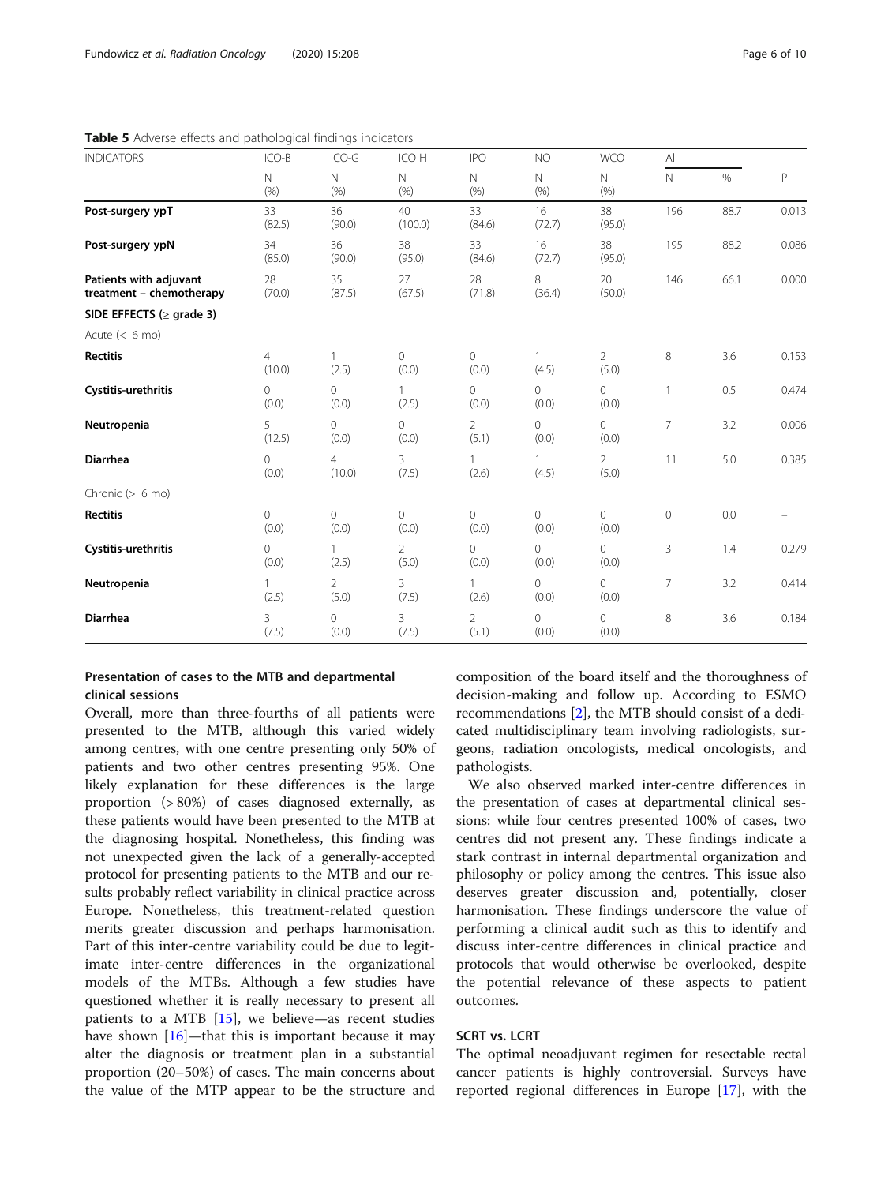**Table 5** Adverse effects and pathological findings indicators

| INDICATORS | ICO-B | ICO-G | ICO H | IPO | NO | WCO | All | | P |
|---|---|---|---|---|---|---|---|---|---|
| | N (%) | N (%) | N (%) | N (%) | N (%) | N (%) | N | % | |
| **Post-surgery ypT** | 33 (82.5) | 36 (90.0) | 40 (100.0) | 33 (84.6) | 16 (72.7) | 38 (95.0) | 196 | 88.7 | 0.013 |
| **Post-surgery ypN** | 34 (85.0) | 36 (90.0) | 38 (95.0) | 33 (84.6) | 16 (72.7) | 38 (95.0) | 195 | 88.2 | 0.086 |
| **Patients with adjuvant treatment – chemotherapy** | 28 (70.0) | 35 (87.5) | 27 (67.5) | 28 (71.8) | 8 (36.4) | 20 (50.0) | 146 | 66.1 | 0.000 |
| **SIDE EFFECTS (≥ grade 3)** | | | | | | | | | |
| Acute (< 6 mo) | | | | | | | | | |
| **Rectitis** | 4 (10.0) | 1 (2.5) | 0 (0.0) | 0 (0.0) | 1 (4.5) | 2 (5.0) | 8 | 3.6 | 0.153 |
| **Cystitis-urethritis** | 0 (0.0) | 0 (0.0) | 1 (2.5) | 0 (0.0) | 0 (0.0) | 0 (0.0) | 1 | 0.5 | 0.474 |
| **Neutropenia** | 5 (12.5) | 0 (0.0) | 0 (0.0) | 2 (5.1) | 0 (0.0) | 0 (0.0) | 7 | 3.2 | 0.006 |
| **Diarrhea** | 0 (0.0) | 4 (10.0) | 3 (7.5) | 1 (2.6) | 1 (4.5) | 2 (5.0) | 11 | 5.0 | 0.385 |
| Chronic (> 6 mo) | | | | | | | | | |
| **Rectitis** | 0 (0.0) | 0 (0.0) | 0 (0.0) | 0 (0.0) | 0 (0.0) | 0 (0.0) | 0 | 0.0 | – |
| **Cystitis-urethritis** | 0 (0.0) | 1 (2.5) | 2 (5.0) | 0 (0.0) | 0 (0.0) | 0 (0.0) | 3 | 1.4 | 0.279 |
| **Neutropenia** | 1 (2.5) | 2 (5.0) | 3 (7.5) | 1 (2.6) | 0 (0.0) | 0 (0.0) | 7 | 3.2 | 0.414 |
| **Diarrhea** | 3 (7.5) | 0 (0.0) | 3 (7.5) | 2 (5.1) | 0 (0.0) | 0 (0.0) | 8 | 3.6 | 0.184 |

### Presentation of cases to the MTB and departmental clinical sessions

Overall, more than three-fourths of all patients were presented to the MTB, although this varied widely among centres, with one centre presenting only 50% of patients and two other centres presenting 95%. One likely explanation for these differences is the large proportion (> 80%) of cases diagnosed externally, as these patients would have been presented to the MTB at the diagnosing hospital. Nonetheless, this finding was not unexpected given the lack of a generally-accepted protocol for presenting patients to the MTB and our results probably reflect variability in clinical practice across Europe. Nonetheless, this treatment-related question merits greater discussion and perhaps harmonisation. Part of this inter-centre variability could be due to legitimate inter-centre differences in the organizational models of the MTBs. Although a few studies have questioned whether it is really necessary to present all patients to a MTB [15], we believe—as recent studies have shown [16]—that this is important because it may alter the diagnosis or treatment plan in a substantial proportion (20–50%) of cases. The main concerns about the value of the MTP appear to be the structure and composition of the board itself and the thoroughness of decision-making and follow up. According to ESMO recommendations [2], the MTB should consist of a dedicated multidisciplinary team involving radiologists, surgeons, radiation oncologists, medical oncologists, and pathologists.

We also observed marked inter-centre differences in the presentation of cases at departmental clinical sessions: while four centres presented 100% of cases, two centres did not present any. These findings indicate a stark contrast in internal departmental organization and philosophy or policy among the centres. This issue also deserves greater discussion and, potentially, closer harmonisation. These findings underscore the value of performing a clinical audit such as this to identify and discuss inter-centre differences in clinical practice and protocols that would otherwise be overlooked, despite the potential relevance of these aspects to patient outcomes.

### SCRT vs. LCRT

The optimal neoadjuvant regimen for resectable rectal cancer patients is highly controversial. Surveys have reported regional differences in Europe [17], with the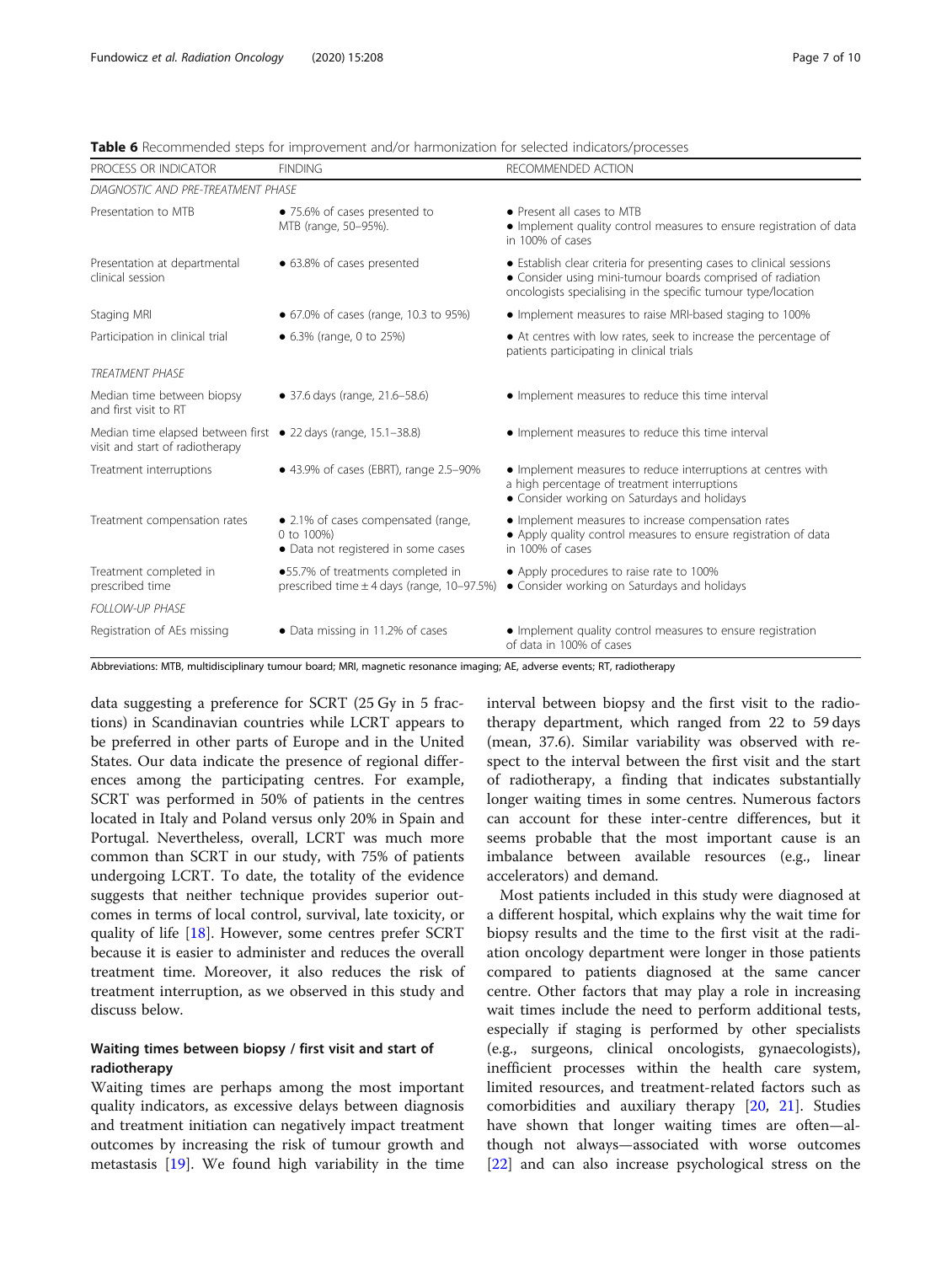**Table 6** Recommended steps for improvement and/or harmonization for selected indicators/processes

| PROCESS OR INDICATOR | FINDING | RECOMMENDED ACTION |
|---|---|---|
| *DIAGNOSTIC AND PRE-TREATMENT PHASE* | | |
| Presentation to MTB | • 75.6% of cases presented to MTB (range, 50–95%). | • Present all cases to MTB<br>• Implement quality control measures to ensure registration of data in 100% of cases |
| Presentation at departmental clinical session | • 63.8% of cases presented | • Establish clear criteria for presenting cases to clinical sessions<br>• Consider using mini-tumour boards comprised of radiation oncologists specialising in the specific tumour type/location |
| Staging MRI | • 67.0% of cases (range, 10.3 to 95%) | • Implement measures to raise MRI-based staging to 100% |
| Participation in clinical trial | • 6.3% (range, 0 to 25%) | • At centres with low rates, seek to increase the percentage of patients participating in clinical trials |
| *TREATMENT PHASE* | | |
| Median time between biopsy and first visit to RT | • 37.6 days (range, 21.6–58.6) | • Implement measures to reduce this time interval |
| Median time elapsed between first visit and start of radiotherapy | • 22 days (range, 15.1–38.8) | • Implement measures to reduce this time interval |
| Treatment interruptions | • 43.9% of cases (EBRT), range 2.5–90% | • Implement measures to reduce interruptions at centres with a high percentage of treatment interruptions<br>• Consider working on Saturdays and holidays |
| Treatment compensation rates | • 2.1% of cases compensated (range, 0 to 100%)<br>• Data not registered in some cases | • Implement measures to increase compensation rates<br>• Apply quality control measures to ensure registration of data in 100% of cases |
| Treatment completed in prescribed time | •55.7% of treatments completed in prescribed time ± 4 days (range, 10–97.5%) | • Apply procedures to raise rate to 100%<br>• Consider working on Saturdays and holidays |
| *FOLLOW-UP PHASE* | | |
| Registration of AEs missing | • Data missing in 11.2% of cases | • Implement quality control measures to ensure registration of data in 100% of cases |

Abbreviations: MTB, multidisciplinary tumour board; MRI, magnetic resonance imaging; AE, adverse events; RT, radiotherapy

data suggesting a preference for SCRT (25 Gy in 5 fractions) in Scandinavian countries while LCRT appears to be preferred in other parts of Europe and in the United States. Our data indicate the presence of regional differences among the participating centres. For example, SCRT was performed in 50% of patients in the centres located in Italy and Poland versus only 20% in Spain and Portugal. Nevertheless, overall, LCRT was much more common than SCRT in our study, with 75% of patients undergoing LCRT. To date, the totality of the evidence suggests that neither technique provides superior outcomes in terms of local control, survival, late toxicity, or quality of life [18]. However, some centres prefer SCRT because it is easier to administer and reduces the overall treatment time. Moreover, it also reduces the risk of treatment interruption, as we observed in this study and discuss below.

## Waiting times between biopsy / first visit and start of radiotherapy

Waiting times are perhaps among the most important quality indicators, as excessive delays between diagnosis and treatment initiation can negatively impact treatment outcomes by increasing the risk of tumour growth and metastasis [19]. We found high variability in the time interval between biopsy and the first visit to the radiotherapy department, which ranged from 22 to 59 days (mean, 37.6). Similar variability was observed with respect to the interval between the first visit and the start of radiotherapy, a finding that indicates substantially longer waiting times in some centres. Numerous factors can account for these inter-centre differences, but it seems probable that the most important cause is an imbalance between available resources (e.g., linear accelerators) and demand.

Most patients included in this study were diagnosed at a different hospital, which explains why the wait time for biopsy results and the time to the first visit at the radiation oncology department were longer in those patients compared to patients diagnosed at the same cancer centre. Other factors that may play a role in increasing wait times include the need to perform additional tests, especially if staging is performed by other specialists (e.g., surgeons, clinical oncologists, gynaecologists), inefficient processes within the health care system, limited resources, and treatment-related factors such as comorbidities and auxiliary therapy [20, 21]. Studies have shown that longer waiting times are often—although not always—associated with worse outcomes [22] and can also increase psychological stress on the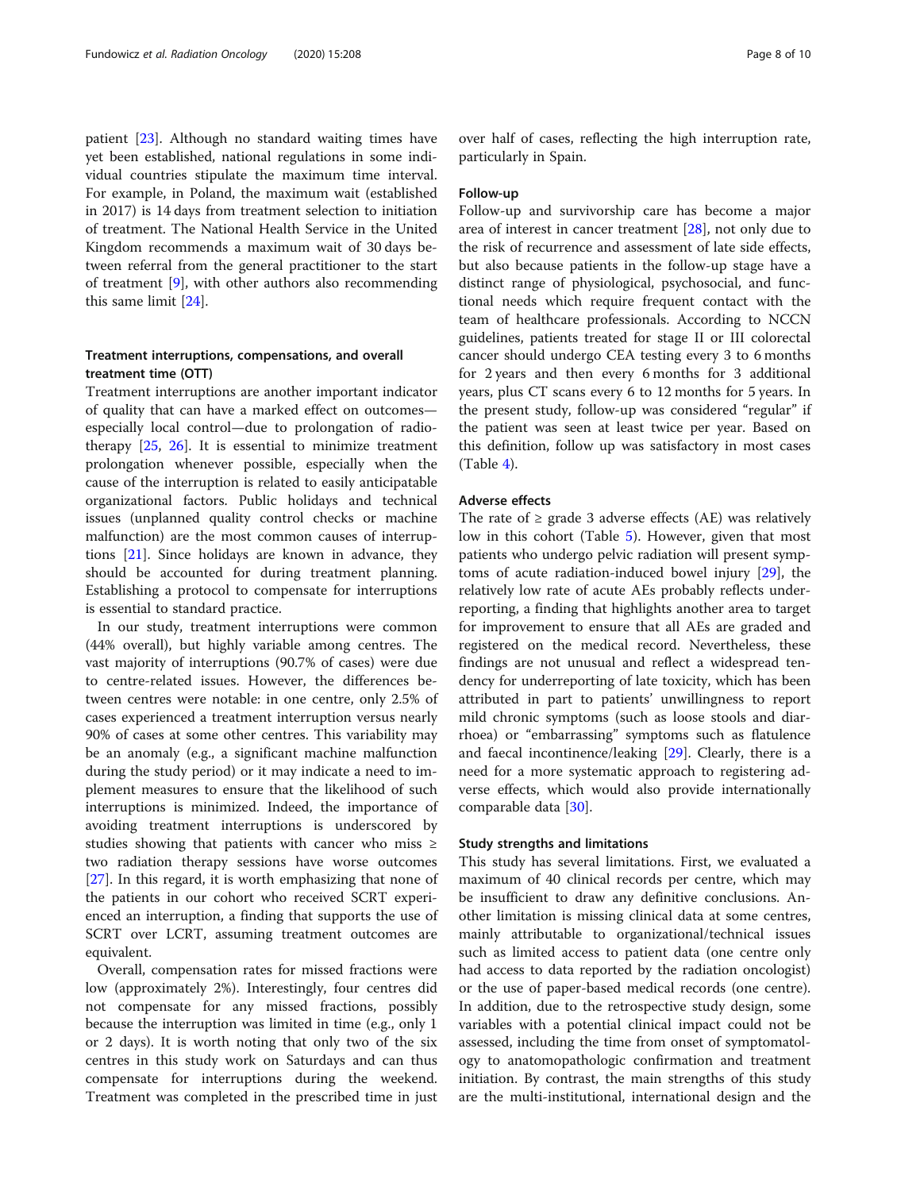patient [23]. Although no standard waiting times have yet been established, national regulations in some individual countries stipulate the maximum time interval. For example, in Poland, the maximum wait (established in 2017) is 14 days from treatment selection to initiation of treatment. The National Health Service in the United Kingdom recommends a maximum wait of 30 days between referral from the general practitioner to the start of treatment [9], with other authors also recommending this same limit [24].

### Treatment interruptions, compensations, and overall treatment time (OTT)

Treatment interruptions are another important indicator of quality that can have a marked effect on outcomes—especially local control—due to prolongation of radiotherapy [25, 26]. It is essential to minimize treatment prolongation whenever possible, especially when the cause of the interruption is related to easily anticipatable organizational factors. Public holidays and technical issues (unplanned quality control checks or machine malfunction) are the most common causes of interruptions [21]. Since holidays are known in advance, they should be accounted for during treatment planning. Establishing a protocol to compensate for interruptions is essential to standard practice.

In our study, treatment interruptions were common (44% overall), but highly variable among centres. The vast majority of interruptions (90.7% of cases) were due to centre-related issues. However, the differences between centres were notable: in one centre, only 2.5% of cases experienced a treatment interruption versus nearly 90% of cases at some other centres. This variability may be an anomaly (e.g., a significant machine malfunction during the study period) or it may indicate a need to implement measures to ensure that the likelihood of such interruptions is minimized. Indeed, the importance of avoiding treatment interruptions is underscored by studies showing that patients with cancer who miss ≥ two radiation therapy sessions have worse outcomes [27]. In this regard, it is worth emphasizing that none of the patients in our cohort who received SCRT experienced an interruption, a finding that supports the use of SCRT over LCRT, assuming treatment outcomes are equivalent.

Overall, compensation rates for missed fractions were low (approximately 2%). Interestingly, four centres did not compensate for any missed fractions, possibly because the interruption was limited in time (e.g., only 1 or 2 days). It is worth noting that only two of the six centres in this study work on Saturdays and can thus compensate for interruptions during the weekend. Treatment was completed in the prescribed time in just over half of cases, reflecting the high interruption rate, particularly in Spain.

### Follow-up

Follow-up and survivorship care has become a major area of interest in cancer treatment [28], not only due to the risk of recurrence and assessment of late side effects, but also because patients in the follow-up stage have a distinct range of physiological, psychosocial, and functional needs which require frequent contact with the team of healthcare professionals. According to NCCN guidelines, patients treated for stage II or III colorectal cancer should undergo CEA testing every 3 to 6 months for 2 years and then every 6 months for 3 additional years, plus CT scans every 6 to 12 months for 5 years. In the present study, follow-up was considered "regular" if the patient was seen at least twice per year. Based on this definition, follow up was satisfactory in most cases (Table 4).

### Adverse effects

The rate of ≥ grade 3 adverse effects (AE) was relatively low in this cohort (Table 5). However, given that most patients who undergo pelvic radiation will present symptoms of acute radiation-induced bowel injury [29], the relatively low rate of acute AEs probably reflects underreporting, a finding that highlights another area to target for improvement to ensure that all AEs are graded and registered on the medical record. Nevertheless, these findings are not unusual and reflect a widespread tendency for underreporting of late toxicity, which has been attributed in part to patients' unwillingness to report mild chronic symptoms (such as loose stools and diarrhoea) or "embarrassing" symptoms such as flatulence and faecal incontinence/leaking [29]. Clearly, there is a need for a more systematic approach to registering adverse effects, which would also provide internationally comparable data [30].

### Study strengths and limitations

This study has several limitations. First, we evaluated a maximum of 40 clinical records per centre, which may be insufficient to draw any definitive conclusions. Another limitation is missing clinical data at some centres, mainly attributable to organizational/technical issues such as limited access to patient data (one centre only had access to data reported by the radiation oncologist) or the use of paper-based medical records (one centre). In addition, due to the retrospective study design, some variables with a potential clinical impact could not be assessed, including the time from onset of symptomatology to anatomopathologic confirmation and treatment initiation. By contrast, the main strengths of this study are the multi-institutional, international design and the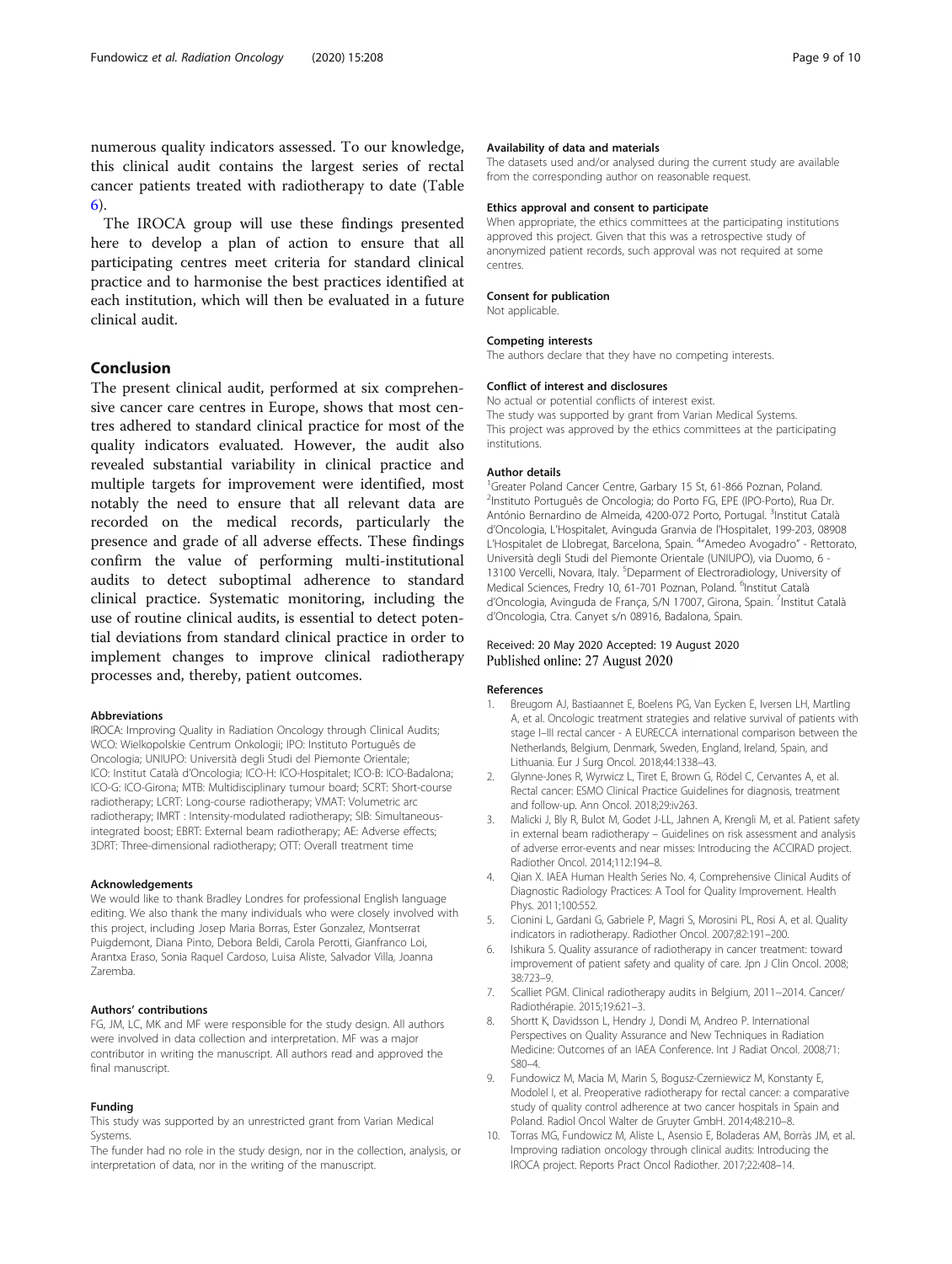numerous quality indicators assessed. To our knowledge, this clinical audit contains the largest series of rectal cancer patients treated with radiotherapy to date (Table 6).

The IROCA group will use these findings presented here to develop a plan of action to ensure that all participating centres meet criteria for standard clinical practice and to harmonise the best practices identified at each institution, which will then be evaluated in a future clinical audit.

## Conclusion

The present clinical audit, performed at six comprehensive cancer care centres in Europe, shows that most centres adhered to standard clinical practice for most of the quality indicators evaluated. However, the audit also revealed substantial variability in clinical practice and multiple targets for improvement were identified, most notably the need to ensure that all relevant data are recorded on the medical records, particularly the presence and grade of all adverse effects. These findings confirm the value of performing multi-institutional audits to detect suboptimal adherence to standard clinical practice. Systematic monitoring, including the use of routine clinical audits, is essential to detect potential deviations from standard clinical practice in order to implement changes to improve clinical radiotherapy processes and, thereby, patient outcomes.

#### Abbreviations

IROCA: Improving Quality in Radiation Oncology through Clinical Audits; WCO: Wielkopolskie Centrum Onkologii; IPO: Instituto Português de Oncologia; UNIUPO: Università degli Studi del Piemonte Orientale; ICO: Institut Català d'Oncologia; ICO-H: ICO-Hospitalet; ICO-B: ICO-Badalona; ICO-G: ICO-Girona; MTB: Multidisciplinary tumour board; SCRT: Short-course radiotherapy; LCRT: Long-course radiotherapy; VMAT: Volumetric arc radiotherapy; IMRT : Intensity-modulated radiotherapy; SIB: Simultaneous-integrated boost; EBRT: External beam radiotherapy; AE: Adverse effects; 3DRT: Three-dimensional radiotherapy; OTT: Overall treatment time

#### Acknowledgements

We would like to thank Bradley Londres for professional English language editing. We also thank the many individuals who were closely involved with this project, including Josep Maria Borras, Ester Gonzalez, Montserrat Puigdemont, Diana Pinto, Debora Beldi, Carola Perotti, Gianfranco Loi, Arantxa Eraso, Sonia Raquel Cardoso, Luisa Aliste, Salvador Villa, Joanna Zaremba.

#### Authors' contributions

FG, JM, LC, MK and MF were responsible for the study design. All authors were involved in data collection and interpretation. MF was a major contributor in writing the manuscript. All authors read and approved the final manuscript.

#### Funding

This study was supported by an unrestricted grant from Varian Medical Systems.

The funder had no role in the study design, nor in the collection, analysis, or interpretation of data, nor in the writing of the manuscript.

#### Availability of data and materials

The datasets used and/or analysed during the current study are available from the corresponding author on reasonable request.

#### Ethics approval and consent to participate

When appropriate, the ethics committees at the participating institutions approved this project. Given that this was a retrospective study of anonymized patient records, such approval was not required at some centres.

#### Consent for publication

Not applicable.

#### Competing interests

The authors declare that they have no competing interests.

#### Conflict of interest and disclosures

No actual or potential conflicts of interest exist.
The study was supported by grant from Varian Medical Systems.
This project was approved by the ethics committees at the participating institutions.

#### Author details

[1]Greater Poland Cancer Centre, Garbary 15 St, 61-866 Poznan, Poland. [2]Instituto Português de Oncologia; do Porto FG, EPE (IPO-Porto), Rua Dr. António Bernardino de Almeida, 4200-072 Porto, Portugal. [3]Institut Català d'Oncologia, L'Hospitalet, Avinguda Granvia de l'Hospitalet, 199-203, 08908 L'Hospitalet de Llobregat, Barcelona, Spain. [4]"Amedeo Avogadro" - Rettorato, Università degli Studi del Piemonte Orientale (UNIUPO), via Duomo, 6 - 13100 Vercelli, Novara, Italy. [5]Deparment of Electroradiology, University of Medical Sciences, Fredry 10, 61-701 Poznan, Poland. [6]Institut Català d'Oncologia, Avinguda de França, S/N 17007, Girona, Spain. [7]Institut Català d'Oncologia, Ctra. Canyet s/n 08916, Badalona, Spain.

Received: 20 May 2020 Accepted: 19 August 2020
Published online: 27 August 2020

#### References

1. Breugom AJ, Bastiaannet E, Boelens PG, Van Eycken E, Iversen LH, Martling A, et al. Oncologic treatment strategies and relative survival of patients with stage I–III rectal cancer - A EURECCA international comparison between the Netherlands, Belgium, Denmark, Sweden, England, Ireland, Spain, and Lithuania. Eur J Surg Oncol. 2018;44:1338–43.
2. Glynne-Jones R, Wyrwicz L, Tiret E, Brown G, Rödel C, Cervantes A, et al. Rectal cancer: ESMO Clinical Practice Guidelines for diagnosis, treatment and follow-up. Ann Oncol. 2018;29:iv263.
3. Malicki J, Bly R, Bulot M, Godet J-LL, Jahnen A, Krengli M, et al. Patient safety in external beam radiotherapy – Guidelines on risk assessment and analysis of adverse error-events and near misses: Introducing the ACCIRAD project. Radiother Oncol. 2014;112:194–8.
4. Qian X. IAEA Human Health Series No. 4, Comprehensive Clinical Audits of Diagnostic Radiology Practices: A Tool for Quality Improvement. Health Phys. 2011;100:552.
5. Cionini L, Gardani G, Gabriele P, Magri S, Morosini PL, Rosi A, et al. Quality indicators in radiotherapy. Radiother Oncol. 2007;82:191–200.
6. Ishikura S. Quality assurance of radiotherapy in cancer treatment: toward improvement of patient safety and quality of care. Jpn J Clin Oncol. 2008; 38:723–9.
7. Scalliet PGM. Clinical radiotherapy audits in Belgium, 2011–2014. Cancer/ Radiothérapie. 2015;19:621–3.
8. Shortt K, Davidsson L, Hendry J, Dondi M, Andreo P. International Perspectives on Quality Assurance and New Techniques in Radiation Medicine: Outcomes of an IAEA Conference. Int J Radiat Oncol. 2008;71: S80–4.
9. Fundowicz M, Macia M, Marin S, Bogusz-Czerniewicz M, Konstanty E, Modolel I, et al. Preoperative radiotherapy for rectal cancer: a comparative study of quality control adherence at two cancer hospitals in Spain and Poland. Radiol Oncol Walter de Gruyter GmbH. 2014;48:210–8.
10. Torras MG, Fundowicz M, Aliste L, Asensio E, Boladeras AM, Borràs JM, et al. Improving radiation oncology through clinical audits: Introducing the IROCA project. Reports Pract Oncol Radiother. 2017;22:408–14.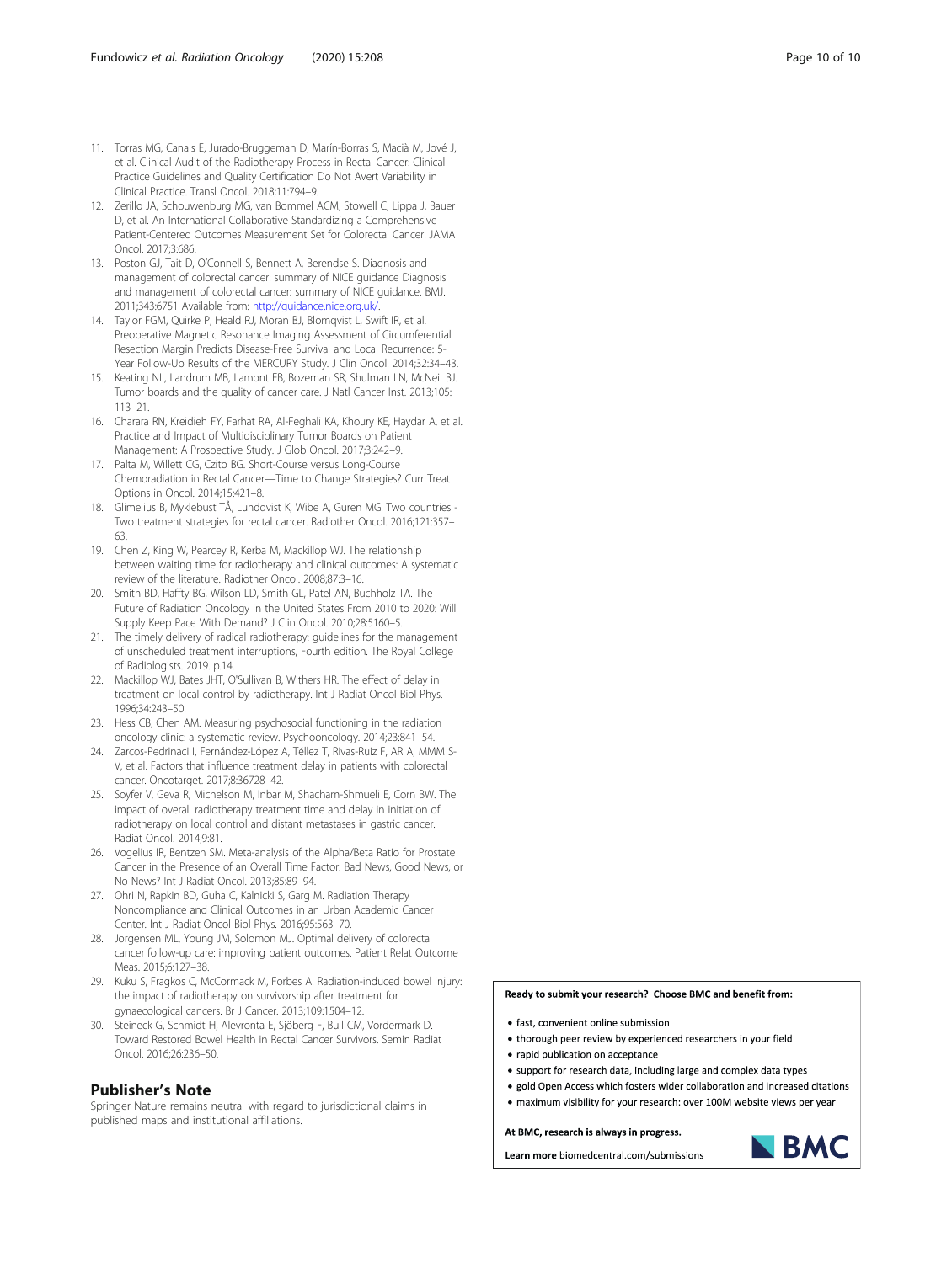11. Torras MG, Canals E, Jurado-Bruggeman D, Marín-Borras S, Macià M, Jové J, et al. Clinical Audit of the Radiotherapy Process in Rectal Cancer: Clinical Practice Guidelines and Quality Certification Do Not Avert Variability in Clinical Practice. Transl Oncol. 2018;11:794–9.
12. Zerillo JA, Schouwenburg MG, van Bommel ACM, Stowell C, Lippa J, Bauer D, et al. An International Collaborative Standardizing a Comprehensive Patient-Centered Outcomes Measurement Set for Colorectal Cancer. JAMA Oncol. 2017;3:686.
13. Poston GJ, Tait D, O'Connell S, Bennett A, Berendse S. Diagnosis and management of colorectal cancer: summary of NICE guidance Diagnosis and management of colorectal cancer: summary of NICE guidance. BMJ. 2011;343:6751 Available from: http://guidance.nice.org.uk/.
14. Taylor FGM, Quirke P, Heald RJ, Moran BJ, Blomqvist L, Swift IR, et al. Preoperative Magnetic Resonance Imaging Assessment of Circumferential Resection Margin Predicts Disease-Free Survival and Local Recurrence: 5-Year Follow-Up Results of the MERCURY Study. J Clin Oncol. 2014;32:34–43.
15. Keating NL, Landrum MB, Lamont EB, Bozeman SR, Shulman LN, McNeil BJ. Tumor boards and the quality of cancer care. J Natl Cancer Inst. 2013;105:113–21.
16. Charara RN, Kreidieh FY, Farhat RA, Al-Feghali KA, Khoury KE, Haydar A, et al. Practice and Impact of Multidisciplinary Tumor Boards on Patient Management: A Prospective Study. J Glob Oncol. 2017;3:242–9.
17. Palta M, Willett CG, Czito BG. Short-Course versus Long-Course Chemoradiation in Rectal Cancer—Time to Change Strategies? Curr Treat Options in Oncol. 2014;15:421–8.
18. Glimelius B, Myklebust TÅ, Lundqvist K, Wibe A, Guren MG. Two countries - Two treatment strategies for rectal cancer. Radiother Oncol. 2016;121:357–63.
19. Chen Z, King W, Pearcey R, Kerba M, Mackillop WJ. The relationship between waiting time for radiotherapy and clinical outcomes: A systematic review of the literature. Radiother Oncol. 2008;87:3–16.
20. Smith BD, Haffty BG, Wilson LD, Smith GL, Patel AN, Buchholz TA. The Future of Radiation Oncology in the United States From 2010 to 2020: Will Supply Keep Pace With Demand? J Clin Oncol. 2010;28:5160–5.
21. The timely delivery of radical radiotherapy: guidelines for the management of unscheduled treatment interruptions, Fourth edition. The Royal College of Radiologists. 2019. p.14.
22. Mackillop WJ, Bates JHT, O'Sullivan B, Withers HR. The effect of delay in treatment on local control by radiotherapy. Int J Radiat Oncol Biol Phys. 1996;34:243–50.
23. Hess CB, Chen AM. Measuring psychosocial functioning in the radiation oncology clinic: a systematic review. Psychooncology. 2014;23:841–54.
24. Zarcos-Pedrinaci I, Fernández-López A, Téllez T, Rivas-Ruiz F, AR A, MMM S-V, et al. Factors that influence treatment delay in patients with colorectal cancer. Oncotarget. 2017;8:36728–42.
25. Soyfer V, Geva R, Michelson M, Inbar M, Shacham-Shmueli E, Corn BW. The impact of overall radiotherapy treatment time and delay in initiation of radiotherapy on local control and distant metastases in gastric cancer. Radiat Oncol. 2014;9:81.
26. Vogelius IR, Bentzen SM. Meta-analysis of the Alpha/Beta Ratio for Prostate Cancer in the Presence of an Overall Time Factor: Bad News, Good News, or No News? Int J Radiat Oncol. 2013;85:89–94.
27. Ohri N, Rapkin BD, Guha C, Kalnicki S, Garg M. Radiation Therapy Noncompliance and Clinical Outcomes in an Urban Academic Cancer Center. Int J Radiat Oncol Biol Phys. 2016;95:563–70.
28. Jorgensen ML, Young JM, Solomon MJ. Optimal delivery of colorectal cancer follow-up care: improving patient outcomes. Patient Relat Outcome Meas. 2015;6:127–38.
29. Kuku S, Fragkos C, McCormack M, Forbes A. Radiation-induced bowel injury: the impact of radiotherapy on survivorship after treatment for gynaecological cancers. Br J Cancer. 2013;109:1504–12.
30. Steineck G, Schmidt H, Alevronta E, Sjöberg F, Bull CM, Vordermark D. Toward Restored Bowel Health in Rectal Cancer Survivors. Semin Radiat Oncol. 2016;26:236–50.

## Publisher's Note

Springer Nature remains neutral with regard to jurisdictional claims in published maps and institutional affiliations.